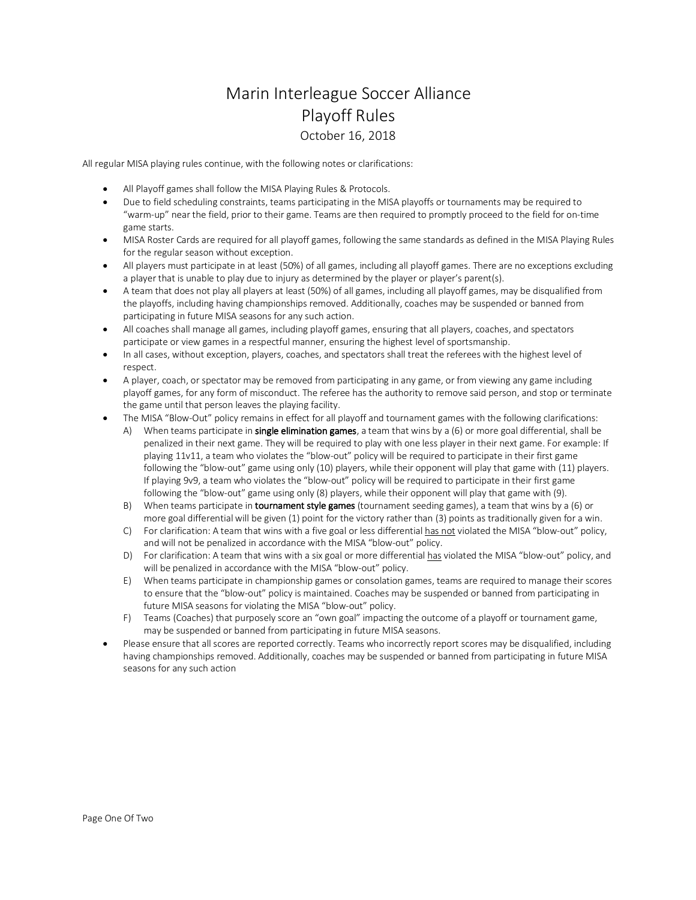# Marin Interleague Soccer Alliance
## Playoff Rules
### October 16, 2018

All regular MISA playing rules continue, with the following notes or clarifications:

- All Playoff games shall follow the MISA Playing Rules & Protocols.
- Due to field scheduling constraints, teams participating in the MISA playoffs or tournaments may be required to "warm-up" near the field, prior to their game. Teams are then required to promptly proceed to the field for on-time game starts.
- MISA Roster Cards are required for all playoff games, following the same standards as defined in the MISA Playing Rules for the regular season without exception.
- All players must participate in at least (50%) of all games, including all playoff games. There are no exceptions excluding a player that is unable to play due to injury as determined by the player or player's parent(s).
- A team that does not play all players at least (50%) of all games, including all playoff games, may be disqualified from the playoffs, including having championships removed. Additionally, coaches may be suspended or banned from participating in future MISA seasons for any such action.
- All coaches shall manage all games, including playoff games, ensuring that all players, coaches, and spectators participate or view games in a respectful manner, ensuring the highest level of sportsmanship.
- In all cases, without exception, players, coaches, and spectators shall treat the referees with the highest level of respect.
- A player, coach, or spectator may be removed from participating in any game, or from viewing any game including playoff games, for any form of misconduct. The referee has the authority to remove said person, and stop or terminate the game until that person leaves the playing facility.
- The MISA "Blow-Out" policy remains in effect for all playoff and tournament games with the following clarifications:
  - A) When teams participate in **single elimination games**, a team that wins by a (6) or more goal differential, shall be penalized in their next game. They will be required to play with one less player in their next game. For example: If playing 11v11, a team who violates the "blow-out" policy will be required to participate in their first game following the "blow-out" game using only (10) players, while their opponent will play that game with (11) players. If playing 9v9, a team who violates the "blow-out" policy will be required to participate in their first game following the "blow-out" game using only (8) players, while their opponent will play that game with (9).
  - B) When teams participate in **tournament style games** (tournament seeding games), a team that wins by a (6) or more goal differential will be given (1) point for the victory rather than (3) points as traditionally given for a win.
  - C) For clarification: A team that wins with a five goal or less differential <u>has not</u> violated the MISA "blow-out" policy, and will not be penalized in accordance with the MISA "blow-out" policy.
  - D) For clarification: A team that wins with a six goal or more differential <u>has</u> violated the MISA "blow-out" policy, and will be penalized in accordance with the MISA "blow-out" policy.
  - E) When teams participate in championship games or consolation games, teams are required to manage their scores to ensure that the "blow-out" policy is maintained. Coaches may be suspended or banned from participating in future MISA seasons for violating the MISA "blow-out" policy.
  - F) Teams (Coaches) that purposely score an "own goal" impacting the outcome of a playoff or tournament game, may be suspended or banned from participating in future MISA seasons.
- Please ensure that all scores are reported correctly. Teams who incorrectly report scores may be disqualified, including having championships removed. Additionally, coaches may be suspended or banned from participating in future MISA seasons for any such action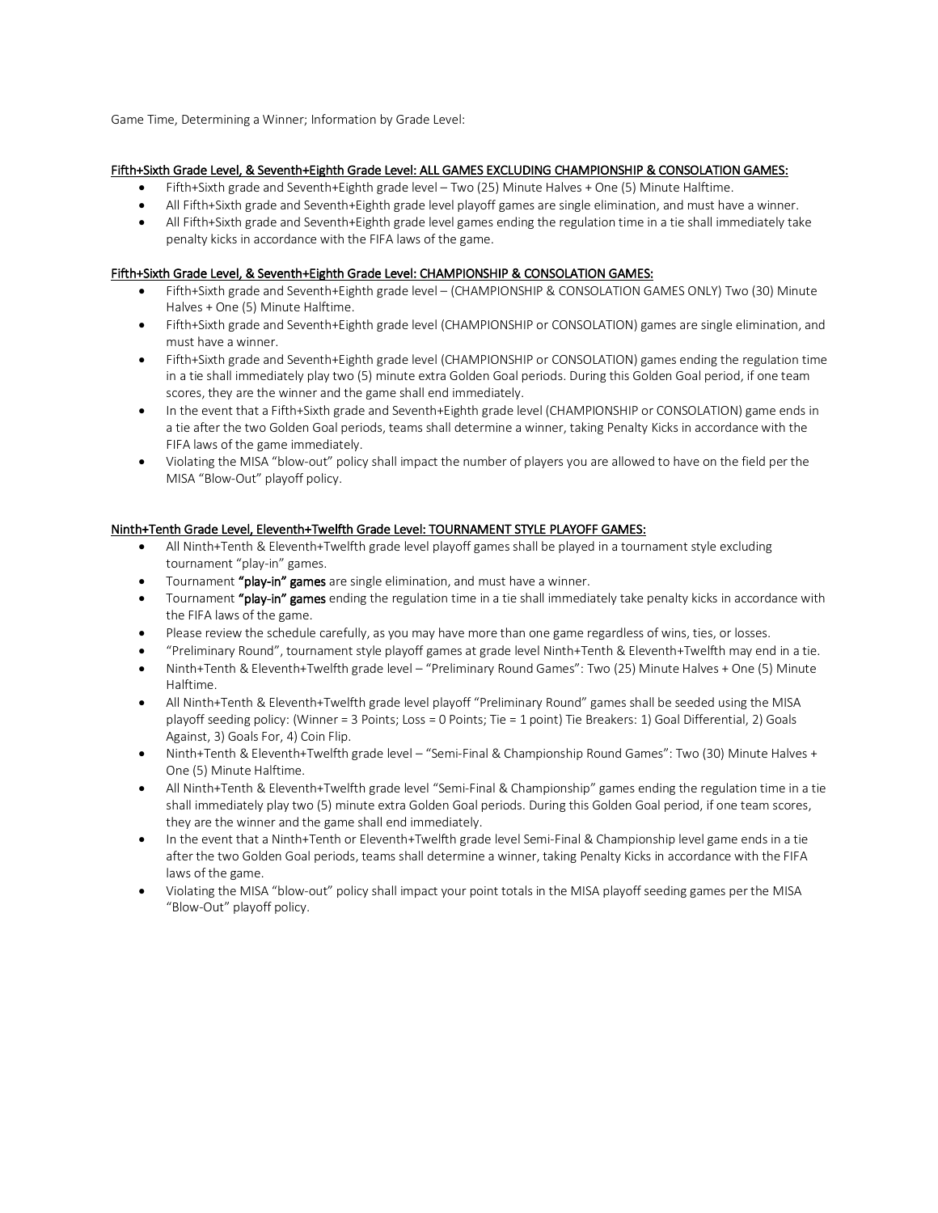Game Time, Determining a Winner; Information by Grade Level:

<u>Fifth+Sixth Grade Level, & Seventh+Eighth Grade Level: ALL GAMES EXCLUDING CHAMPIONSHIP & CONSOLATION GAMES:</u>

- Fifth+Sixth grade and Seventh+Eighth grade level – Two (25) Minute Halves + One (5) Minute Halftime.
- All Fifth+Sixth grade and Seventh+Eighth grade level playoff games are single elimination, and must have a winner.
- All Fifth+Sixth grade and Seventh+Eighth grade level games ending the regulation time in a tie shall immediately take penalty kicks in accordance with the FIFA laws of the game.

<u>Fifth+Sixth Grade Level, & Seventh+Eighth Grade Level: CHAMPIONSHIP & CONSOLATION GAMES:</u>

- Fifth+Sixth grade and Seventh+Eighth grade level – (CHAMPIONSHIP & CONSOLATION GAMES ONLY) Two (30) Minute Halves + One (5) Minute Halftime.
- Fifth+Sixth grade and Seventh+Eighth grade level (CHAMPIONSHIP or CONSOLATION) games are single elimination, and must have a winner.
- Fifth+Sixth grade and Seventh+Eighth grade level (CHAMPIONSHIP or CONSOLATION) games ending the regulation time in a tie shall immediately play two (5) minute extra Golden Goal periods. During this Golden Goal period, if one team scores, they are the winner and the game shall end immediately.
- In the event that a Fifth+Sixth grade and Seventh+Eighth grade level (CHAMPIONSHIP or CONSOLATION) game ends in a tie after the two Golden Goal periods, teams shall determine a winner, taking Penalty Kicks in accordance with the FIFA laws of the game immediately.
- Violating the MISA "blow-out" policy shall impact the number of players you are allowed to have on the field per the MISA "Blow-Out" playoff policy.

<u>Ninth+Tenth Grade Level, Eleventh+Twelfth Grade Level: TOURNAMENT STYLE PLAYOFF GAMES:</u>

- All Ninth+Tenth & Eleventh+Twelfth grade level playoff games shall be played in a tournament style excluding tournament "play-in" games.
- Tournament **"play-in" games** are single elimination, and must have a winner.
- Tournament **"play-in" games** ending the regulation time in a tie shall immediately take penalty kicks in accordance with the FIFA laws of the game.
- Please review the schedule carefully, as you may have more than one game regardless of wins, ties, or losses.
- "Preliminary Round", tournament style playoff games at grade level Ninth+Tenth & Eleventh+Twelfth may end in a tie.
- Ninth+Tenth & Eleventh+Twelfth grade level – "Preliminary Round Games": Two (25) Minute Halves + One (5) Minute Halftime.
- All Ninth+Tenth & Eleventh+Twelfth grade level playoff "Preliminary Round" games shall be seeded using the MISA playoff seeding policy: (Winner = 3 Points; Loss = 0 Points; Tie = 1 point) Tie Breakers: 1) Goal Differential, 2) Goals Against, 3) Goals For, 4) Coin Flip.
- Ninth+Tenth & Eleventh+Twelfth grade level – "Semi-Final & Championship Round Games": Two (30) Minute Halves + One (5) Minute Halftime.
- All Ninth+Tenth & Eleventh+Twelfth grade level "Semi-Final & Championship" games ending the regulation time in a tie shall immediately play two (5) minute extra Golden Goal periods. During this Golden Goal period, if one team scores, they are the winner and the game shall end immediately.
- In the event that a Ninth+Tenth or Eleventh+Twelfth grade level Semi-Final & Championship level game ends in a tie after the two Golden Goal periods, teams shall determine a winner, taking Penalty Kicks in accordance with the FIFA laws of the game.
- Violating the MISA "blow-out" policy shall impact your point totals in the MISA playoff seeding games per the MISA "Blow-Out" playoff policy.